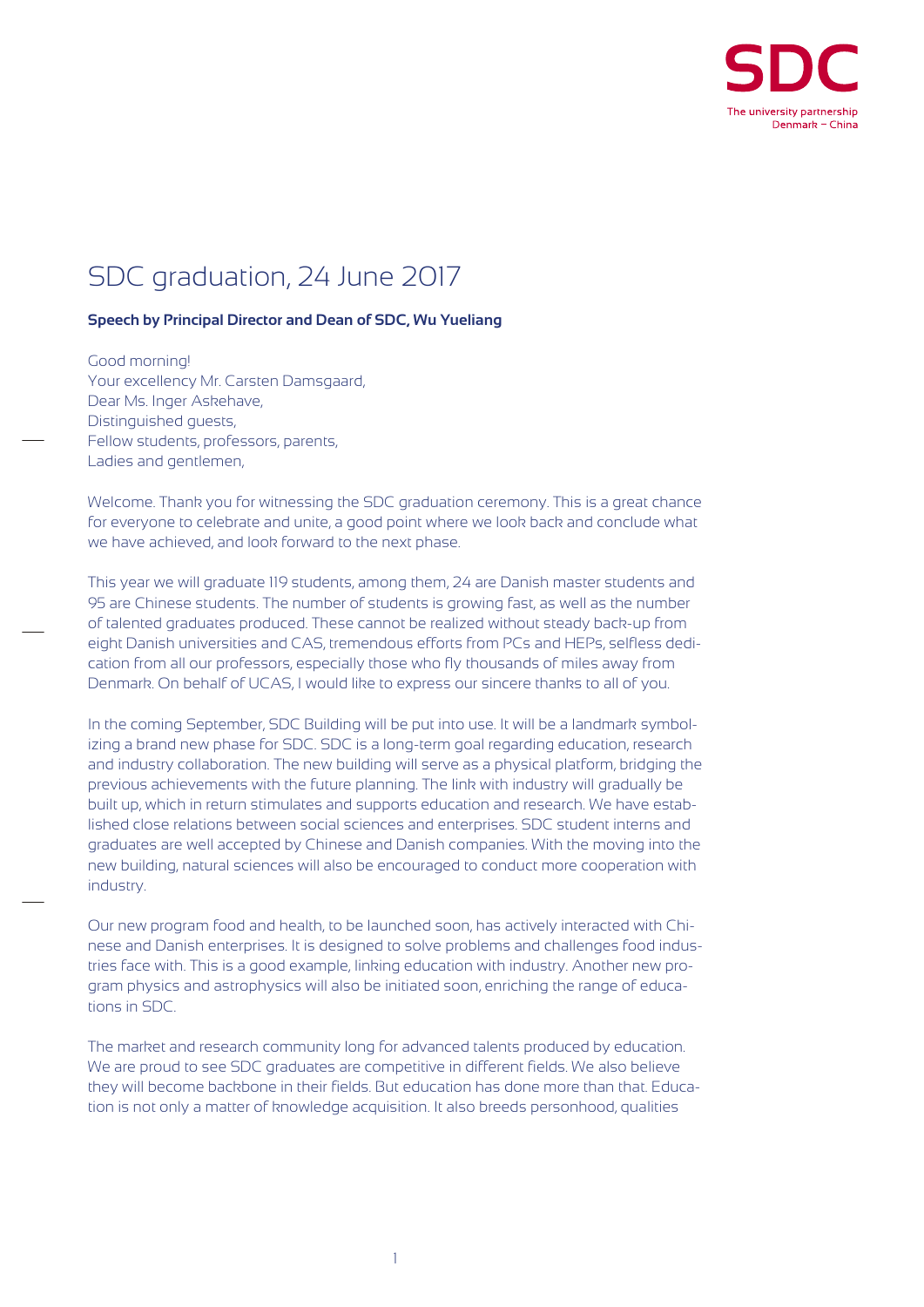# SDC graduation, 24 June 2017

**Speech by Principal Director and Dean of SDC, Wu Yueliang**

Good morning!
Your excellency Mr. Carsten Damsgaard,
Dear Ms. Inger Askehave,
Distinguished guests,
Fellow students, professors, parents,
Ladies and gentlemen,

Welcome. Thank you for witnessing the SDC graduation ceremony. This is a great chance for everyone to celebrate and unite, a good point where we look back and conclude what we have achieved, and look forward to the next phase.

This year we will graduate 119 students, among them, 24 are Danish master students and 95 are Chinese students. The number of students is growing fast, as well as the number of talented graduates produced. These cannot be realized without steady back-up from eight Danish universities and CAS, tremendous efforts from PCs and HEPs, selfless dedication from all our professors, especially those who fly thousands of miles away from Denmark. On behalf of UCAS, I would like to express our sincere thanks to all of you.

In the coming September, SDC Building will be put into use. It will be a landmark symbolizing a brand new phase for SDC. SDC is a long-term goal regarding education, research and industry collaboration. The new building will serve as a physical platform, bridging the previous achievements with the future planning. The link with industry will gradually be built up, which in return stimulates and supports education and research. We have established close relations between social sciences and enterprises. SDC student interns and graduates are well accepted by Chinese and Danish companies. With the moving into the new building, natural sciences will also be encouraged to conduct more cooperation with industry.

Our new program food and health, to be launched soon, has actively interacted with Chinese and Danish enterprises. It is designed to solve problems and challenges food industries face with. This is a good example, linking education with industry. Another new program physics and astrophysics will also be initiated soon, enriching the range of educations in SDC.

The market and research community long for advanced talents produced by education. We are proud to see SDC graduates are competitive in different fields. We also believe they will become backbone in their fields. But education has done more than that. Education is not only a matter of knowledge acquisition. It also breeds personhood, qualities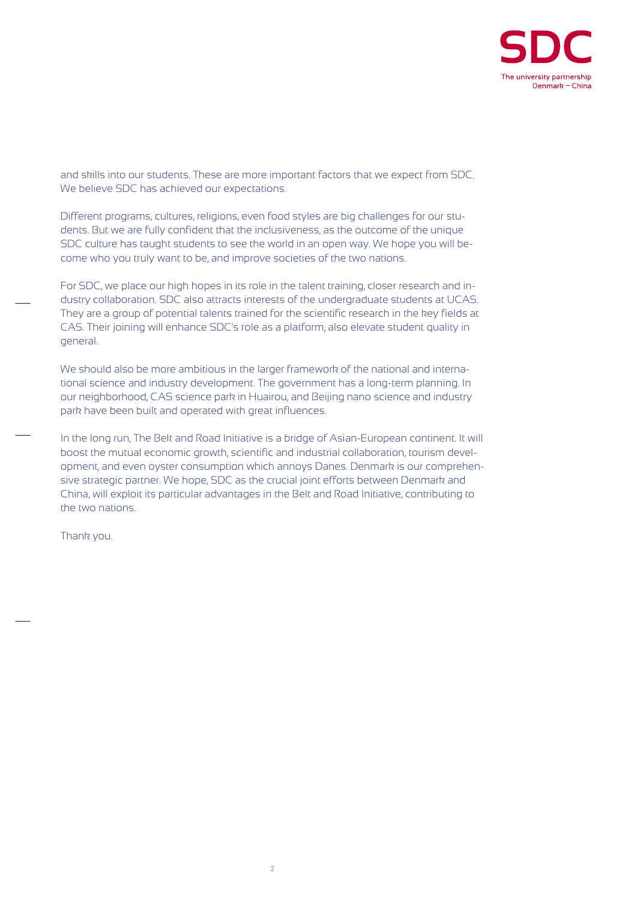and skills into our students. These are more important factors that we expect from SDC. We believe SDC has achieved our expectations.

Different programs, cultures, religions, even food styles are big challenges for our students. But we are fully confident that the inclusiveness, as the outcome of the unique SDC culture has taught students to see the world in an open way. We hope you will become who you truly want to be, and improve societies of the two nations.

For SDC, we place our high hopes in its role in the talent training, closer research and industry collaboration. SDC also attracts interests of the undergraduate students at UCAS. They are a group of potential talents trained for the scientific research in the key fields at CAS. Their joining will enhance SDC's role as a platform, also elevate student quality in general.

We should also be more ambitious in the larger framework of the national and international science and industry development. The government has a long-term planning. In our neighborhood, CAS science park in Huairou, and Beijing nano science and industry park have been built and operated with great influences.

In the long run, The Belt and Road Initiative is a bridge of Asian-European continent. It will boost the mutual economic growth, scientific and industrial collaboration, tourism development, and even oyster consumption which annoys Danes. Denmark is our comprehensive strategic partner. We hope, SDC as the crucial joint efforts between Denmark and China, will exploit its particular advantages in the Belt and Road Initiative, contributing to the two nations.

Thank you.